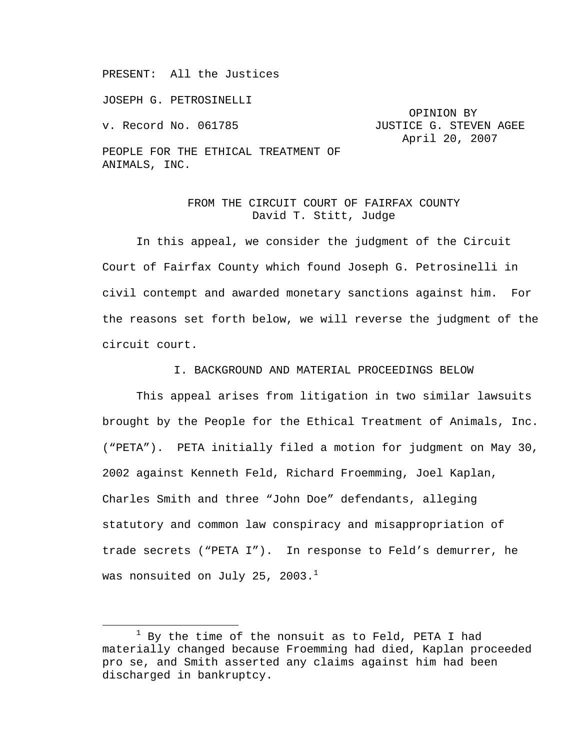PRESENT: All the Justices

JOSEPH G. PETROSINELLI

v. Record No. 061785

OPINION BY JUSTICE G. STEVEN AGEE
April 20, 2007

PEOPLE FOR THE ETHICAL TREATMENT OF ANIMALS, INC.

FROM THE CIRCUIT COURT OF FAIRFAX COUNTY
David T. Stitt, Judge

In this appeal, we consider the judgment of the Circuit Court of Fairfax County which found Joseph G. Petrosinelli in civil contempt and awarded monetary sanctions against him. For the reasons set forth below, we will reverse the judgment of the circuit court.

## I. BACKGROUND AND MATERIAL PROCEEDINGS BELOW

This appeal arises from litigation in two similar lawsuits brought by the People for the Ethical Treatment of Animals, Inc. ("PETA"). PETA initially filed a motion for judgment on May 30, 2002 against Kenneth Feld, Richard Froemming, Joel Kaplan, Charles Smith and three "John Doe" defendants, alleging statutory and common law conspiracy and misappropriation of trade secrets ("PETA I"). In response to Feld's demurrer, he was nonsuited on July 25, 2003.[1]

---

[1] By the time of the nonsuit as to Feld, PETA I had materially changed because Froemming had died, Kaplan proceeded pro se, and Smith asserted any claims against him had been discharged in bankruptcy.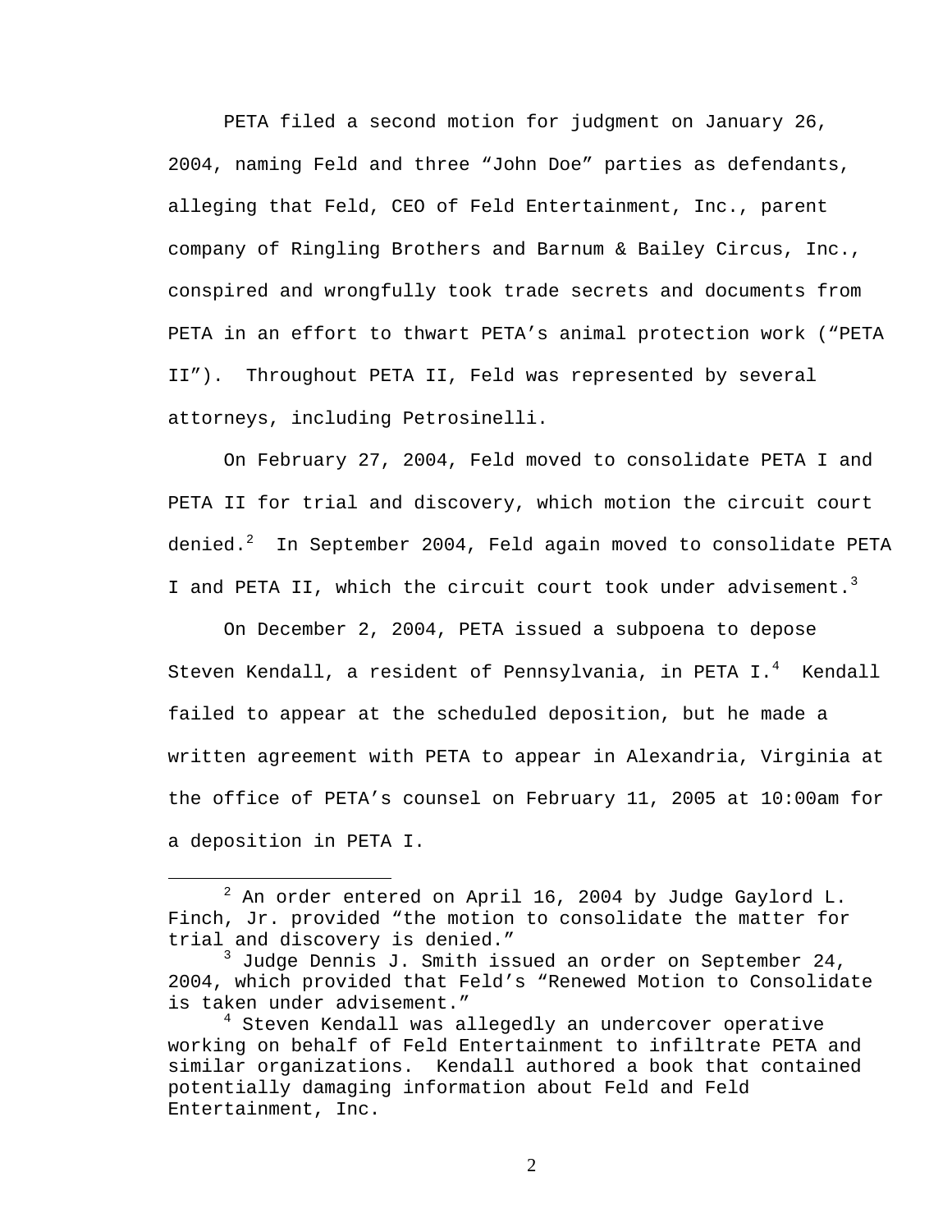PETA filed a second motion for judgment on January 26, 2004, naming Feld and three "John Doe" parties as defendants, alleging that Feld, CEO of Feld Entertainment, Inc., parent company of Ringling Brothers and Barnum & Bailey Circus, Inc., conspired and wrongfully took trade secrets and documents from PETA in an effort to thwart PETA's animal protection work ("PETA II"). Throughout PETA II, Feld was represented by several attorneys, including Petrosinelli.

On February 27, 2004, Feld moved to consolidate PETA I and PETA II for trial and discovery, which motion the circuit court denied.[2] In September 2004, Feld again moved to consolidate PETA I and PETA II, which the circuit court took under advisement.[3]

On December 2, 2004, PETA issued a subpoena to depose Steven Kendall, a resident of Pennsylvania, in PETA I.[4] Kendall failed to appear at the scheduled deposition, but he made a written agreement with PETA to appear in Alexandria, Virginia at the office of PETA's counsel on February 11, 2005 at 10:00am for a deposition in PETA I.

---

[2] An order entered on April 16, 2004 by Judge Gaylord L. Finch, Jr. provided "the motion to consolidate the matter for trial and discovery is denied."

[3] Judge Dennis J. Smith issued an order on September 24, 2004, which provided that Feld's "Renewed Motion to Consolidate is taken under advisement."

[4] Steven Kendall was allegedly an undercover operative working on behalf of Feld Entertainment to infiltrate PETA and similar organizations. Kendall authored a book that contained potentially damaging information about Feld and Feld Entertainment, Inc.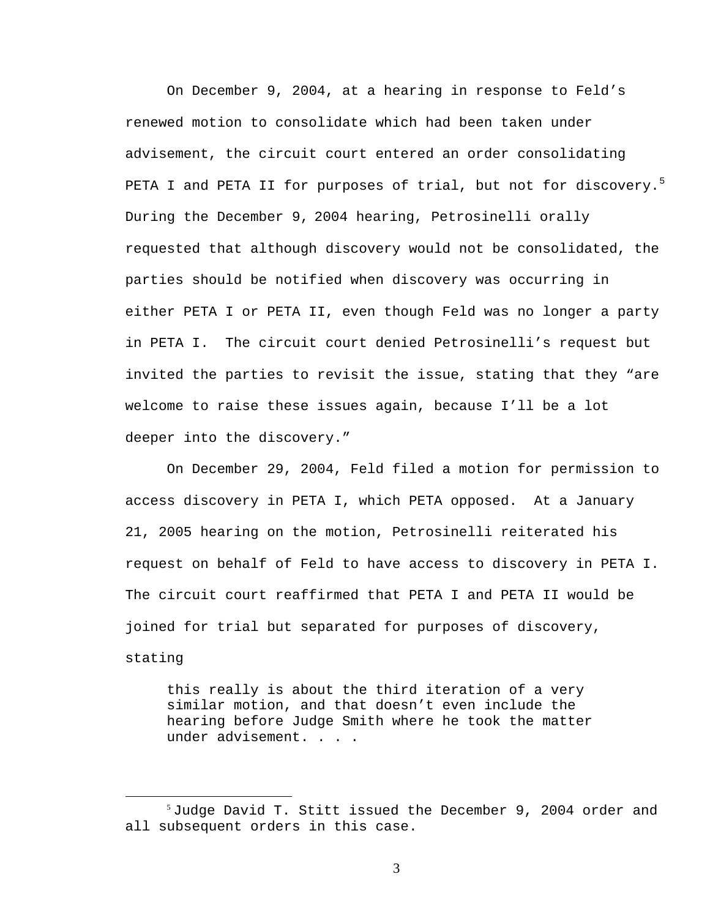On December 9, 2004, at a hearing in response to Feld's renewed motion to consolidate which had been taken under advisement, the circuit court entered an order consolidating PETA I and PETA II for purposes of trial, but not for discovery.[5] During the December 9, 2004 hearing, Petrosinelli orally requested that although discovery would not be consolidated, the parties should be notified when discovery was occurring in either PETA I or PETA II, even though Feld was no longer a party in PETA I. The circuit court denied Petrosinelli's request but invited the parties to revisit the issue, stating that they "are welcome to raise these issues again, because I'll be a lot deeper into the discovery."

On December 29, 2004, Feld filed a motion for permission to access discovery in PETA I, which PETA opposed. At a January 21, 2005 hearing on the motion, Petrosinelli reiterated his request on behalf of Feld to have access to discovery in PETA I. The circuit court reaffirmed that PETA I and PETA II would be joined for trial but separated for purposes of discovery, stating

> this really is about the third iteration of a very similar motion, and that doesn't even include the hearing before Judge Smith where he took the matter under advisement. . . .

---

[5] Judge David T. Stitt issued the December 9, 2004 order and all subsequent orders in this case.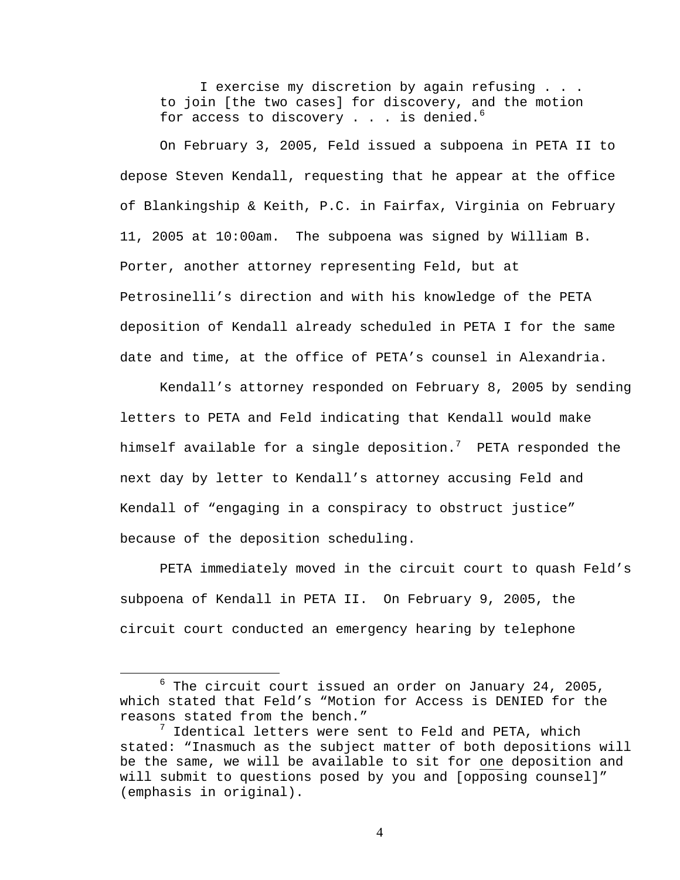> I exercise my discretion by again refusing . . . to join [the two cases] for discovery, and the motion for access to discovery . . . is denied.[6]

On February 3, 2005, Feld issued a subpoena in PETA II to depose Steven Kendall, requesting that he appear at the office of Blankingship & Keith, P.C. in Fairfax, Virginia on February 11, 2005 at 10:00am. The subpoena was signed by William B. Porter, another attorney representing Feld, but at Petrosinelli's direction and with his knowledge of the PETA deposition of Kendall already scheduled in PETA I for the same date and time, at the office of PETA's counsel in Alexandria.

Kendall's attorney responded on February 8, 2005 by sending letters to PETA and Feld indicating that Kendall would make himself available for a single deposition.[7] PETA responded the next day by letter to Kendall's attorney accusing Feld and Kendall of "engaging in a conspiracy to obstruct justice" because of the deposition scheduling.

PETA immediately moved in the circuit court to quash Feld's subpoena of Kendall in PETA II. On February 9, 2005, the circuit court conducted an emergency hearing by telephone

---

[6] The circuit court issued an order on January 24, 2005, which stated that Feld's "Motion for Access is DENIED for the reasons stated from the bench."

[7] Identical letters were sent to Feld and PETA, which stated: "Inasmuch as the subject matter of both depositions will be the same, we will be available to sit for <u>one</u> deposition and will submit to questions posed by you and [opposing counsel]" (emphasis in original).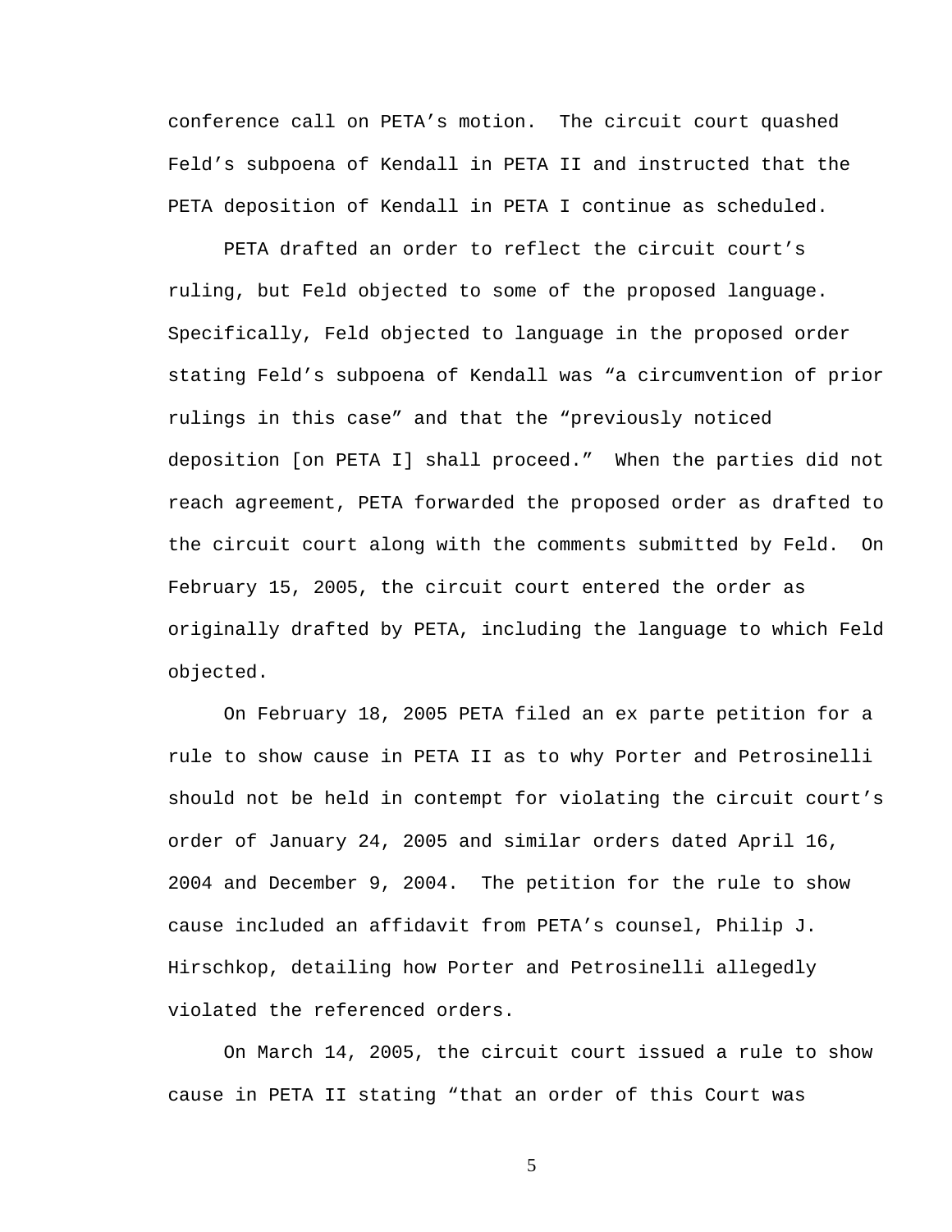conference call on PETA's motion. The circuit court quashed Feld's subpoena of Kendall in PETA II and instructed that the PETA deposition of Kendall in PETA I continue as scheduled.

PETA drafted an order to reflect the circuit court's ruling, but Feld objected to some of the proposed language. Specifically, Feld objected to language in the proposed order stating Feld's subpoena of Kendall was "a circumvention of prior rulings in this case" and that the "previously noticed deposition [on PETA I] shall proceed." When the parties did not reach agreement, PETA forwarded the proposed order as drafted to the circuit court along with the comments submitted by Feld. On February 15, 2005, the circuit court entered the order as originally drafted by PETA, including the language to which Feld objected.

On February 18, 2005 PETA filed an ex parte petition for a rule to show cause in PETA II as to why Porter and Petrosinelli should not be held in contempt for violating the circuit court's order of January 24, 2005 and similar orders dated April 16, 2004 and December 9, 2004. The petition for the rule to show cause included an affidavit from PETA's counsel, Philip J. Hirschkop, detailing how Porter and Petrosinelli allegedly violated the referenced orders.

On March 14, 2005, the circuit court issued a rule to show cause in PETA II stating "that an order of this Court was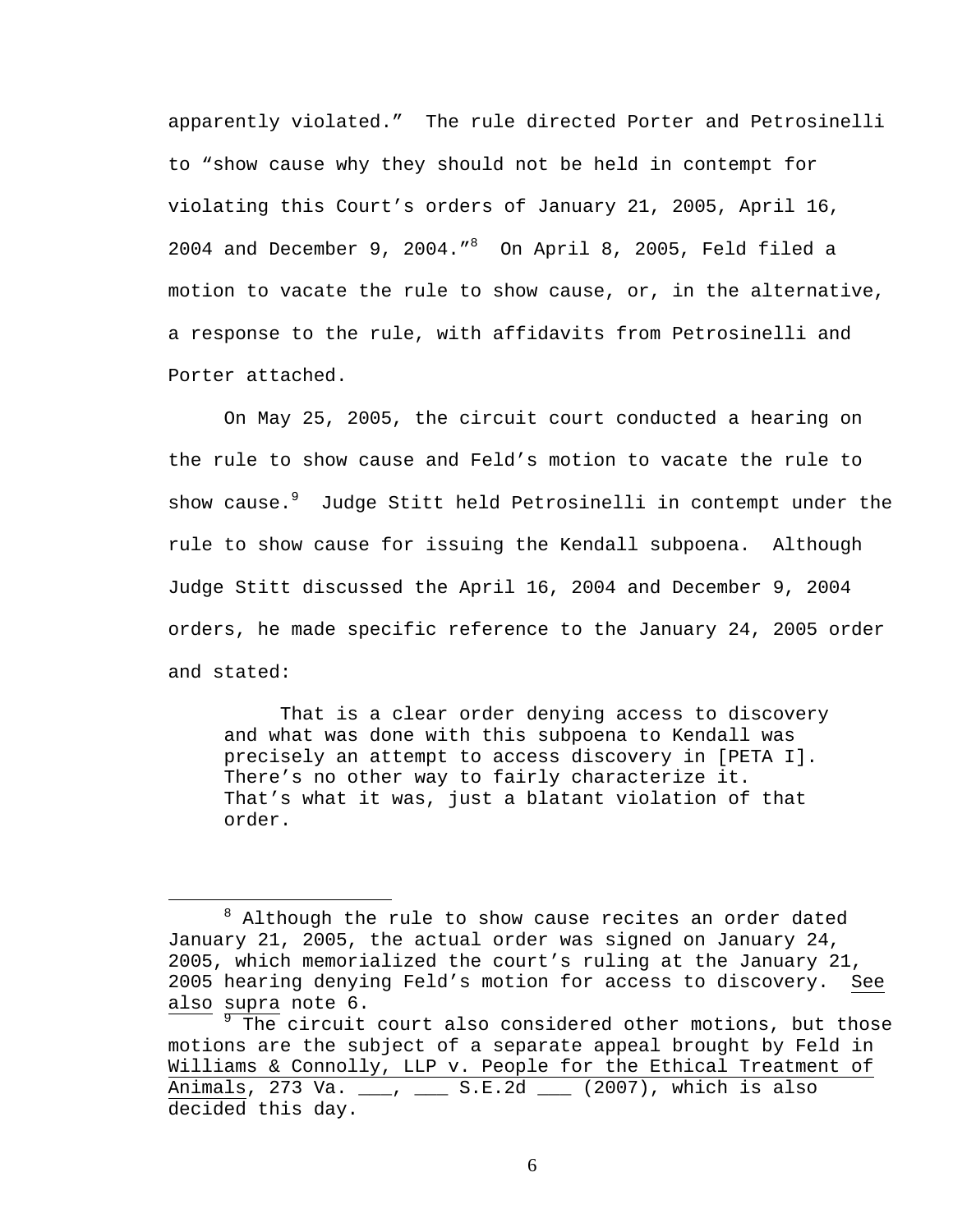apparently violated." The rule directed Porter and Petrosinelli to "show cause why they should not be held in contempt for violating this Court's orders of January 21, 2005, April 16, 2004 and December 9, 2004."[8] On April 8, 2005, Feld filed a motion to vacate the rule to show cause, or, in the alternative, a response to the rule, with affidavits from Petrosinelli and Porter attached.

On May 25, 2005, the circuit court conducted a hearing on the rule to show cause and Feld's motion to vacate the rule to show cause.[9] Judge Stitt held Petrosinelli in contempt under the rule to show cause for issuing the Kendall subpoena. Although Judge Stitt discussed the April 16, 2004 and December 9, 2004 orders, he made specific reference to the January 24, 2005 order and stated:

> That is a clear order denying access to discovery and what was done with this subpoena to Kendall was precisely an attempt to access discovery in [PETA I]. There's no other way to fairly characterize it. That's what it was, just a blatant violation of that order.

---

[8] Although the rule to show cause recites an order dated January 21, 2005, the actual order was signed on January 24, 2005, which memorialized the court's ruling at the January 21, 2005 hearing denying Feld's motion for access to discovery. See also supra note 6.

[9] The circuit court also considered other motions, but those motions are the subject of a separate appeal brought by Feld in Williams & Connolly, LLP v. People for the Ethical Treatment of Animals, 273 Va. \_\_\_, \_\_\_ S.E.2d \_\_\_ (2007), which is also decided this day.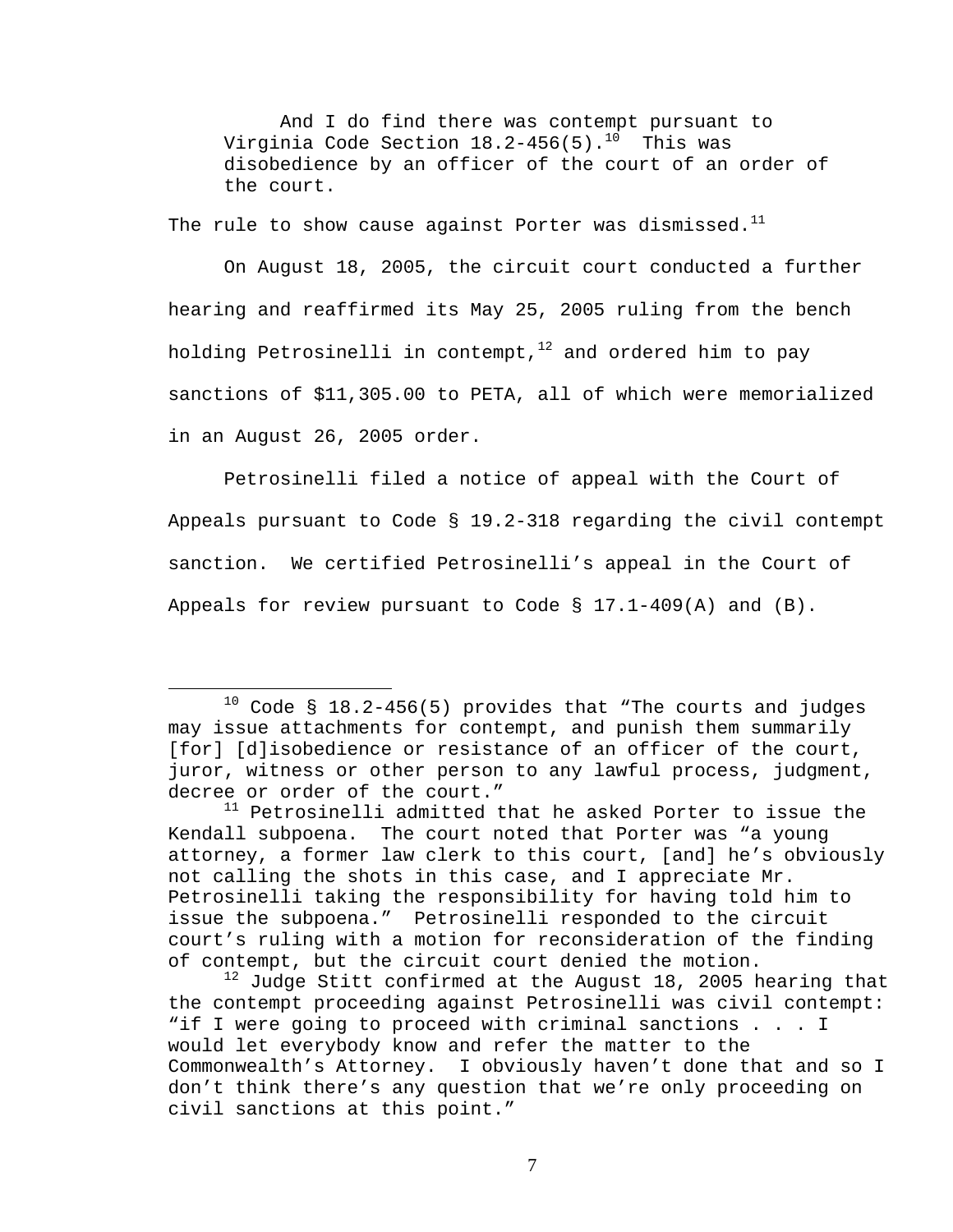> And I do find there was contempt pursuant to Virginia Code Section 18.2-456(5).[10] This was disobedience by an officer of the court of an order of the court.

The rule to show cause against Porter was dismissed.[11]

On August 18, 2005, the circuit court conducted a further hearing and reaffirmed its May 25, 2005 ruling from the bench holding Petrosinelli in contempt,[12] and ordered him to pay sanctions of $11,305.00 to PETA, all of which were memorialized in an August 26, 2005 order.

Petrosinelli filed a notice of appeal with the Court of Appeals pursuant to Code § 19.2-318 regarding the civil contempt sanction. We certified Petrosinelli's appeal in the Court of Appeals for review pursuant to Code § 17.1-409(A) and (B).

---

[10] Code § 18.2-456(5) provides that "The courts and judges may issue attachments for contempt, and punish them summarily [for] [d]isobedience or resistance of an officer of the court, juror, witness or other person to any lawful process, judgment, decree or order of the court."

[11] Petrosinelli admitted that he asked Porter to issue the Kendall subpoena. The court noted that Porter was "a young attorney, a former law clerk to this court, [and] he's obviously not calling the shots in this case, and I appreciate Mr. Petrosinelli taking the responsibility for having told him to issue the subpoena." Petrosinelli responded to the circuit court's ruling with a motion for reconsideration of the finding of contempt, but the circuit court denied the motion.

[12] Judge Stitt confirmed at the August 18, 2005 hearing that the contempt proceeding against Petrosinelli was civil contempt: "if I were going to proceed with criminal sanctions . . . I would let everybody know and refer the matter to the Commonwealth's Attorney. I obviously haven't done that and so I don't think there's any question that we're only proceeding on civil sanctions at this point."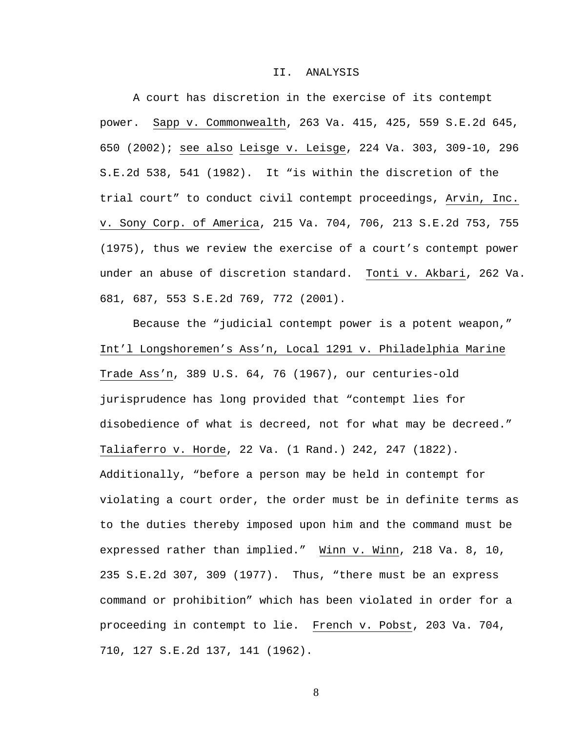## II. ANALYSIS

A court has discretion in the exercise of its contempt power. Sapp v. Commonwealth, 263 Va. 415, 425, 559 S.E.2d 645, 650 (2002); see also Leisge v. Leisge, 224 Va. 303, 309-10, 296 S.E.2d 538, 541 (1982). It "is within the discretion of the trial court" to conduct civil contempt proceedings, Arvin, Inc. v. Sony Corp. of America, 215 Va. 704, 706, 213 S.E.2d 753, 755 (1975), thus we review the exercise of a court's contempt power under an abuse of discretion standard. Tonti v. Akbari, 262 Va. 681, 687, 553 S.E.2d 769, 772 (2001).

Because the "judicial contempt power is a potent weapon," Int'l Longshoremen's Ass'n, Local 1291 v. Philadelphia Marine Trade Ass'n, 389 U.S. 64, 76 (1967), our centuries-old jurisprudence has long provided that "contempt lies for disobedience of what is decreed, not for what may be decreed." Taliaferro v. Horde, 22 Va. (1 Rand.) 242, 247 (1822). Additionally, "before a person may be held in contempt for violating a court order, the order must be in definite terms as to the duties thereby imposed upon him and the command must be expressed rather than implied." Winn v. Winn, 218 Va. 8, 10, 235 S.E.2d 307, 309 (1977). Thus, "there must be an express command or prohibition" which has been violated in order for a proceeding in contempt to lie. French v. Pobst, 203 Va. 704, 710, 127 S.E.2d 137, 141 (1962).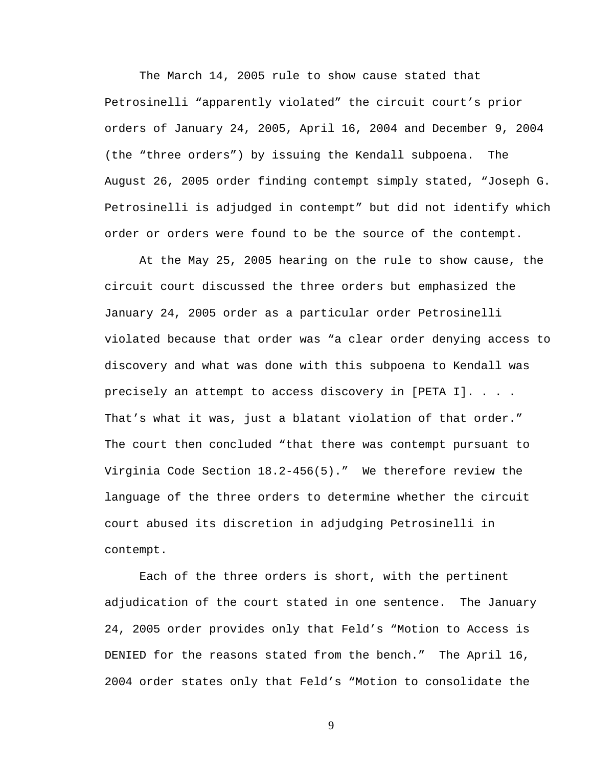The March 14, 2005 rule to show cause stated that Petrosinelli "apparently violated" the circuit court's prior orders of January 24, 2005, April 16, 2004 and December 9, 2004 (the "three orders") by issuing the Kendall subpoena. The August 26, 2005 order finding contempt simply stated, "Joseph G. Petrosinelli is adjudged in contempt" but did not identify which order or orders were found to be the source of the contempt.

At the May 25, 2005 hearing on the rule to show cause, the circuit court discussed the three orders but emphasized the January 24, 2005 order as a particular order Petrosinelli violated because that order was "a clear order denying access to discovery and what was done with this subpoena to Kendall was precisely an attempt to access discovery in [PETA I]. . . . That's what it was, just a blatant violation of that order." The court then concluded "that there was contempt pursuant to Virginia Code Section 18.2-456(5)." We therefore review the language of the three orders to determine whether the circuit court abused its discretion in adjudging Petrosinelli in contempt.

Each of the three orders is short, with the pertinent adjudication of the court stated in one sentence. The January 24, 2005 order provides only that Feld's "Motion to Access is DENIED for the reasons stated from the bench." The April 16, 2004 order states only that Feld's "Motion to consolidate the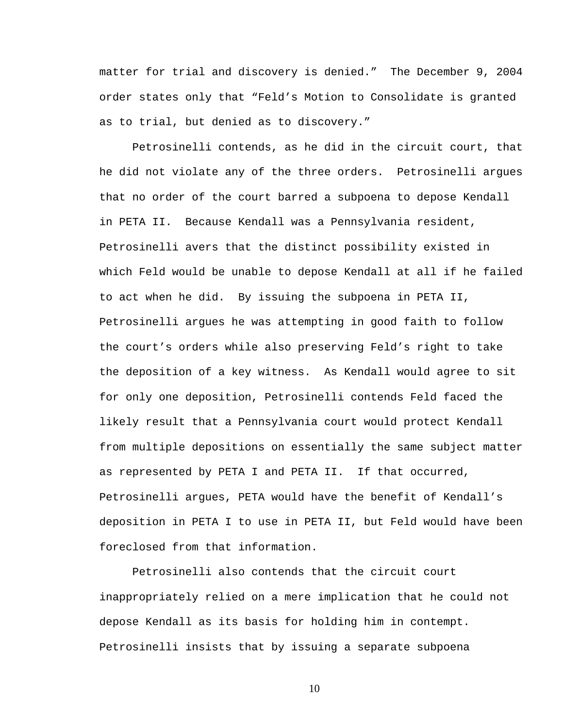matter for trial and discovery is denied." The December 9, 2004 order states only that "Feld's Motion to Consolidate is granted as to trial, but denied as to discovery."

Petrosinelli contends, as he did in the circuit court, that he did not violate any of the three orders. Petrosinelli argues that no order of the court barred a subpoena to depose Kendall in PETA II. Because Kendall was a Pennsylvania resident, Petrosinelli avers that the distinct possibility existed in which Feld would be unable to depose Kendall at all if he failed to act when he did. By issuing the subpoena in PETA II, Petrosinelli argues he was attempting in good faith to follow the court's orders while also preserving Feld's right to take the deposition of a key witness. As Kendall would agree to sit for only one deposition, Petrosinelli contends Feld faced the likely result that a Pennsylvania court would protect Kendall from multiple depositions on essentially the same subject matter as represented by PETA I and PETA II. If that occurred, Petrosinelli argues, PETA would have the benefit of Kendall's deposition in PETA I to use in PETA II, but Feld would have been foreclosed from that information.

Petrosinelli also contends that the circuit court inappropriately relied on a mere implication that he could not depose Kendall as its basis for holding him in contempt. Petrosinelli insists that by issuing a separate subpoena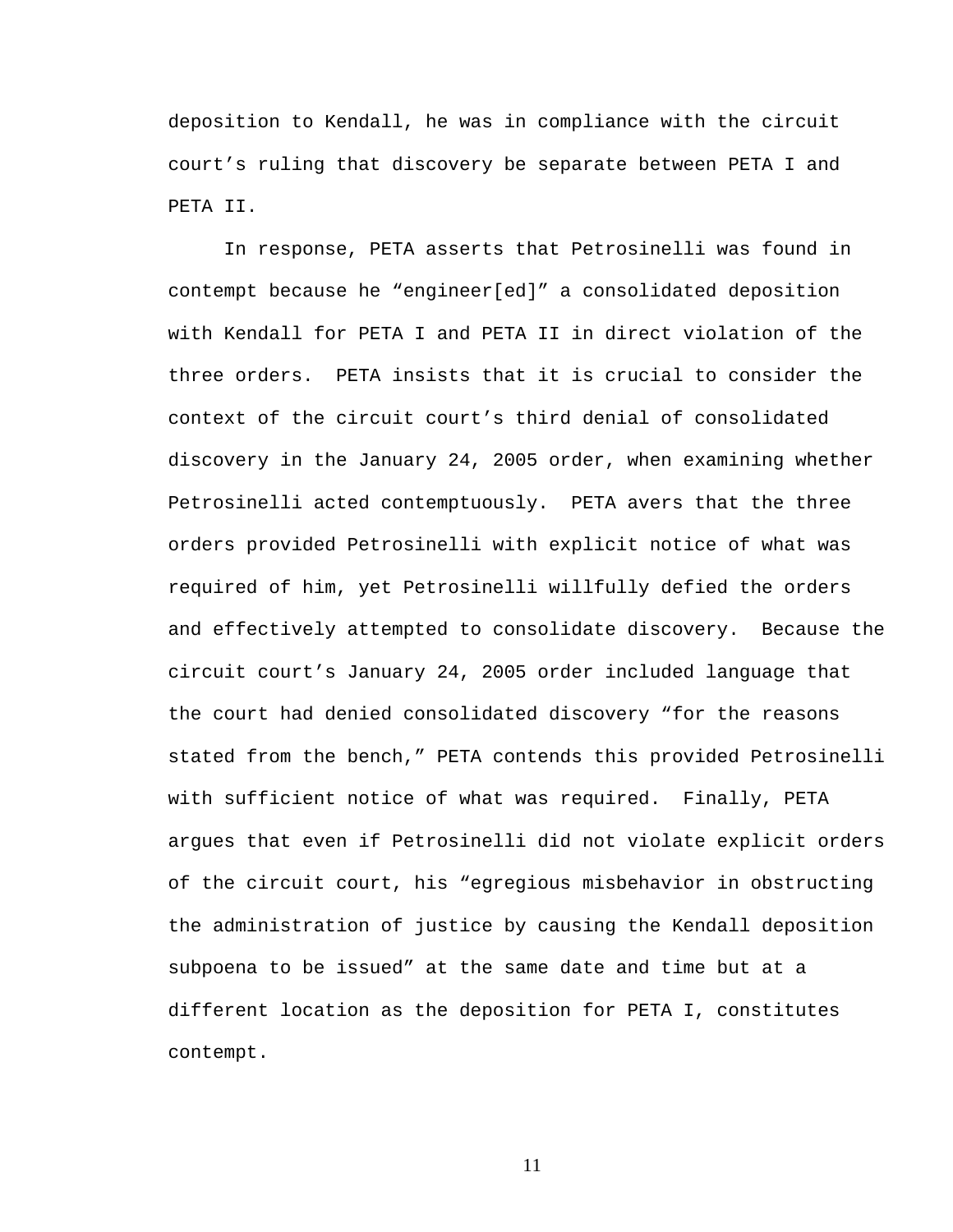deposition to Kendall, he was in compliance with the circuit court's ruling that discovery be separate between PETA I and PETA II.

In response, PETA asserts that Petrosinelli was found in contempt because he "engineer[ed]" a consolidated deposition with Kendall for PETA I and PETA II in direct violation of the three orders. PETA insists that it is crucial to consider the context of the circuit court's third denial of consolidated discovery in the January 24, 2005 order, when examining whether Petrosinelli acted contemptuously. PETA avers that the three orders provided Petrosinelli with explicit notice of what was required of him, yet Petrosinelli willfully defied the orders and effectively attempted to consolidate discovery. Because the circuit court's January 24, 2005 order included language that the court had denied consolidated discovery "for the reasons stated from the bench," PETA contends this provided Petrosinelli with sufficient notice of what was required. Finally, PETA argues that even if Petrosinelli did not violate explicit orders of the circuit court, his "egregious misbehavior in obstructing the administration of justice by causing the Kendall deposition subpoena to be issued" at the same date and time but at a different location as the deposition for PETA I, constitutes contempt.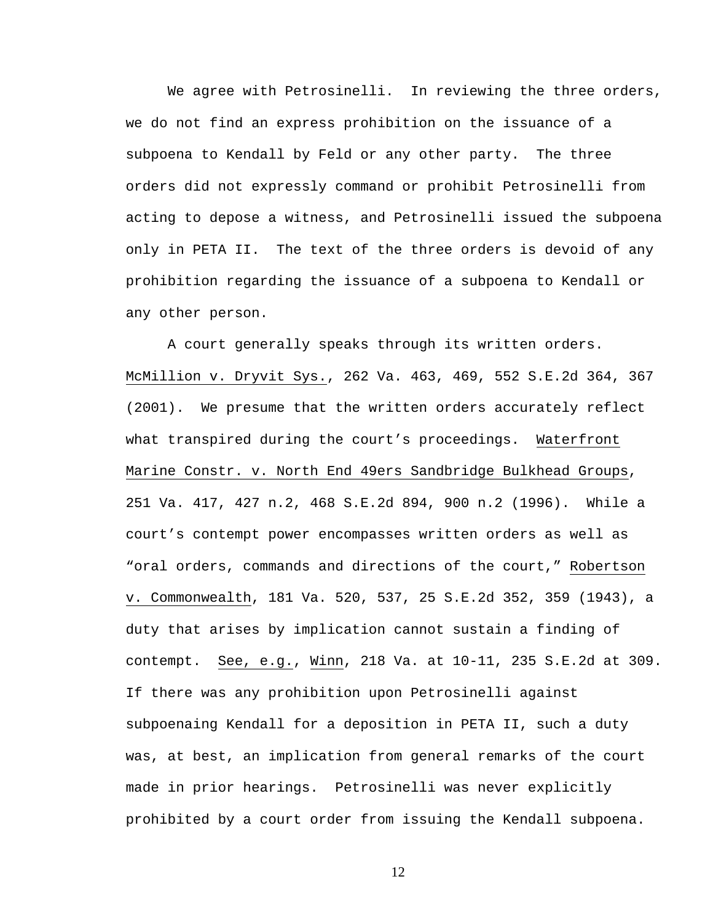We agree with Petrosinelli. In reviewing the three orders, we do not find an express prohibition on the issuance of a subpoena to Kendall by Feld or any other party. The three orders did not expressly command or prohibit Petrosinelli from acting to depose a witness, and Petrosinelli issued the subpoena only in PETA II. The text of the three orders is devoid of any prohibition regarding the issuance of a subpoena to Kendall or any other person.

A court generally speaks through its written orders. McMillion v. Dryvit Sys., 262 Va. 463, 469, 552 S.E.2d 364, 367 (2001). We presume that the written orders accurately reflect what transpired during the court's proceedings. Waterfront Marine Constr. v. North End 49ers Sandbridge Bulkhead Groups, 251 Va. 417, 427 n.2, 468 S.E.2d 894, 900 n.2 (1996). While a court's contempt power encompasses written orders as well as "oral orders, commands and directions of the court," Robertson v. Commonwealth, 181 Va. 520, 537, 25 S.E.2d 352, 359 (1943), a duty that arises by implication cannot sustain a finding of contempt. See, e.g., Winn, 218 Va. at 10-11, 235 S.E.2d at 309. If there was any prohibition upon Petrosinelli against subpoenaing Kendall for a deposition in PETA II, such a duty was, at best, an implication from general remarks of the court made in prior hearings. Petrosinelli was never explicitly prohibited by a court order from issuing the Kendall subpoena.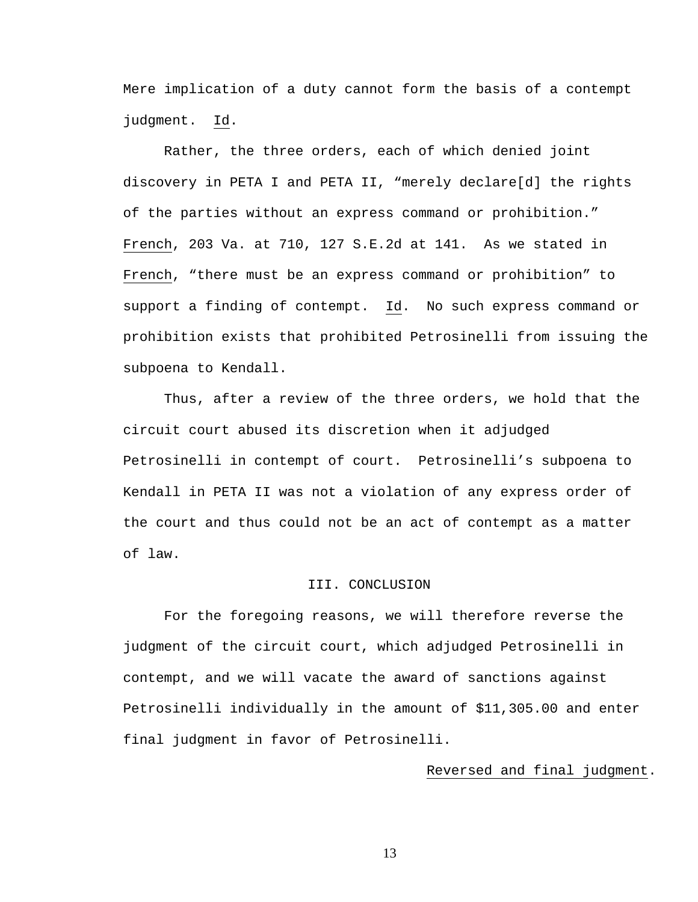Mere implication of a duty cannot form the basis of a contempt judgment. Id.

Rather, the three orders, each of which denied joint discovery in PETA I and PETA II, "merely declare[d] the rights of the parties without an express command or prohibition." French, 203 Va. at 710, 127 S.E.2d at 141. As we stated in French, "there must be an express command or prohibition" to support a finding of contempt. Id. No such express command or prohibition exists that prohibited Petrosinelli from issuing the subpoena to Kendall.

Thus, after a review of the three orders, we hold that the circuit court abused its discretion when it adjudged Petrosinelli in contempt of court. Petrosinelli's subpoena to Kendall in PETA II was not a violation of any express order of the court and thus could not be an act of contempt as a matter of law.

## III. CONCLUSION

For the foregoing reasons, we will therefore reverse the judgment of the circuit court, which adjudged Petrosinelli in contempt, and we will vacate the award of sanctions against Petrosinelli individually in the amount of $11,305.00 and enter final judgment in favor of Petrosinelli.

Reversed and final judgment.